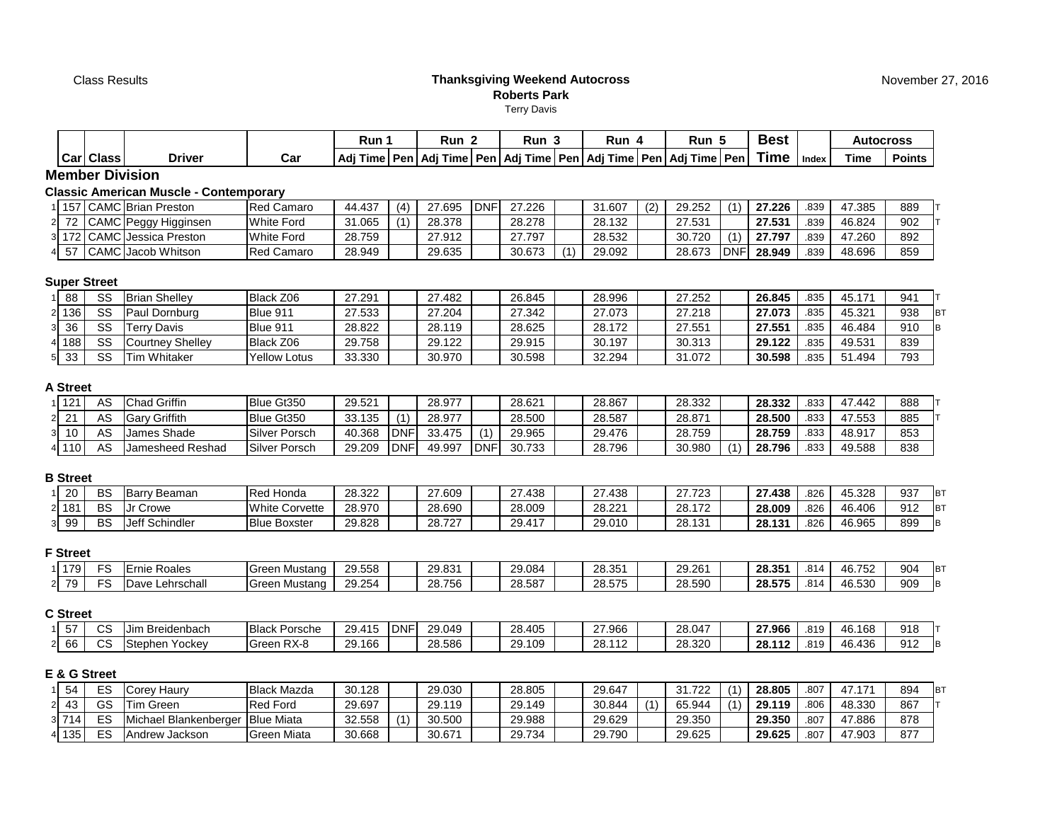Class Results

**Thanksgiving Weekend Autocross**
**Roberts Park**
Terry Davis

November 27, 2016

| | | | | | Run 1 | | Run 2 | | Run 3 | | Run 4 | | Run 5 | | Best | | Autocross | | |
|---|---|---|---|---|---|---|---|---|---|---|---|---|---|---|---|---|---|---|---|
| | Car | Class | Driver | Car | Adj Time | Pen | Adj Time | Pen | Adj Time | Pen | Adj Time | Pen | Adj Time | Pen | Time | Index | Time | Points | |
| **Member Division** | | | | | | | | | | | | | | | | | | | |
| **Classic American Muscle - Contemporary** | | | | | | | | | | | | | | | | | | | |
| 1 | 157 | CAMC | Brian Preston | Red Camaro | 44.437 | (4) | 27.695 | DNF | 27.226 | | 31.607 | (2) | 29.252 | (1) | 27.226 | .839 | 47.385 | 889 | T |
| 2 | 72 | CAMC | Peggy Higginsen | White Ford | 31.065 | (1) | 28.378 | | 28.278 | | 28.132 | | 27.531 | | 27.531 | .839 | 46.824 | 902 | T |
| 3 | 172 | CAMC | Jessica Preston | White Ford | 28.759 | | 27.912 | | 27.797 | | 28.532 | | 30.720 | (1) | 27.797 | .839 | 47.260 | 892 | |
| 4 | 57 | CAMC | Jacob Whitson | Red Camaro | 28.949 | | 29.635 | | 30.673 | (1) | 29.092 | | 28.673 | DNF | 28.949 | .839 | 48.696 | 859 | |
| **Super Street** | | | | | | | | | | | | | | | | | | | |
| 1 | 88 | SS | Brian Shelley | Black Z06 | 27.291 | | 27.482 | | 26.845 | | 28.996 | | 27.252 | | 26.845 | .835 | 45.171 | 941 | T |
| 2 | 136 | SS | Paul Dornburg | Blue 911 | 27.533 | | 27.204 | | 27.342 | | 27.073 | | 27.218 | | 27.073 | .835 | 45.321 | 938 | BT |
| 3 | 36 | SS | Terry Davis | Blue 911 | 28.822 | | 28.119 | | 28.625 | | 28.172 | | 27.551 | | 27.551 | .835 | 46.484 | 910 | B |
| 4 | 188 | SS | Courtney Shelley | Black Z06 | 29.758 | | 29.122 | | 29.915 | | 30.197 | | 30.313 | | 29.122 | .835 | 49.531 | 839 | |
| 5 | 33 | SS | Tim Whitaker | Yellow Lotus | 33.330 | | 30.970 | | 30.598 | | 32.294 | | 31.072 | | 30.598 | .835 | 51.494 | 793 | |
| **A Street** | | | | | | | | | | | | | | | | | | | |
| 1 | 121 | AS | Chad Griffin | Blue Gt350 | 29.521 | | 28.977 | | 28.621 | | 28.867 | | 28.332 | | 28.332 | .833 | 47.442 | 888 | T |
| 2 | 21 | AS | Gary Griffith | Blue Gt350 | 33.135 | (1) | 28.977 | | 28.500 | | 28.587 | | 28.871 | | 28.500 | .833 | 47.553 | 885 | T |
| 3 | 10 | AS | James Shade | Silver Porsch | 40.368 | DNF | 33.475 | (1) | 29.965 | | 29.476 | | 28.759 | | 28.759 | .833 | 48.917 | 853 | |
| 4 | 110 | AS | Jamesheed Reshad | Silver Porsch | 29.209 | DNF | 49.997 | DNF | 30.733 | | 28.796 | | 30.980 | (1) | 28.796 | .833 | 49.588 | 838 | |
| **B Street** | | | | | | | | | | | | | | | | | | | |
| 1 | 20 | BS | Barry Beaman | Red Honda | 28.322 | | 27.609 | | 27.438 | | 27.438 | | 27.723 | | 27.438 | .826 | 45.328 | 937 | BT |
| 2 | 181 | BS | Jr Crowe | White Corvette | 28.970 | | 28.690 | | 28.009 | | 28.221 | | 28.172 | | 28.009 | .826 | 46.406 | 912 | BT |
| 3 | 99 | BS | Jeff Schindler | Blue Boxster | 29.828 | | 28.727 | | 29.417 | | 29.010 | | 28.131 | | 28.131 | .826 | 46.965 | 899 | B |
| **F Street** | | | | | | | | | | | | | | | | | | | |
| 1 | 179 | FS | Ernie Roales | Green Mustang | 29.558 | | 29.831 | | 29.084 | | 28.351 | | 29.261 | | 28.351 | .814 | 46.752 | 904 | BT |
| 2 | 79 | FS | Dave Lehrschall | Green Mustang | 29.254 | | 28.756 | | 28.587 | | 28.575 | | 28.590 | | 28.575 | .814 | 46.530 | 909 | B |
| **C Street** | | | | | | | | | | | | | | | | | | | |
| 1 | 57 | CS | Jim Breidenbach | Black Porsche | 29.415 | DNF | 29.049 | | 28.405 | | 27.966 | | 28.047 | | 27.966 | .819 | 46.168 | 918 | T |
| 2 | 66 | CS | Stephen Yockey | Green RX-8 | 29.166 | | 28.586 | | 29.109 | | 28.112 | | 28.320 | | 28.112 | .819 | 46.436 | 912 | B |
| **E & G Street** | | | | | | | | | | | | | | | | | | | |
| 1 | 54 | ES | Corey Haury | Black Mazda | 30.128 | | 29.030 | | 28.805 | | 29.647 | | 31.722 | (1) | 28.805 | .807 | 47.171 | 894 | BT |
| 2 | 43 | GS | Tim Green | Red Ford | 29.697 | | 29.119 | | 29.149 | | 30.844 | (1) | 65.944 | (1) | 29.119 | .806 | 48.330 | 867 | T |
| 3 | 714 | ES | Michael Blankenberger | Blue Miata | 32.558 | (1) | 30.500 | | 29.988 | | 29.629 | | 29.350 | | 29.350 | .807 | 47.886 | 878 | |
| 4 | 135 | ES | Andrew Jackson | Green Miata | 30.668 | | 30.671 | | 29.734 | | 29.790 | | 29.625 | | 29.625 | .807 | 47.903 | 877 | |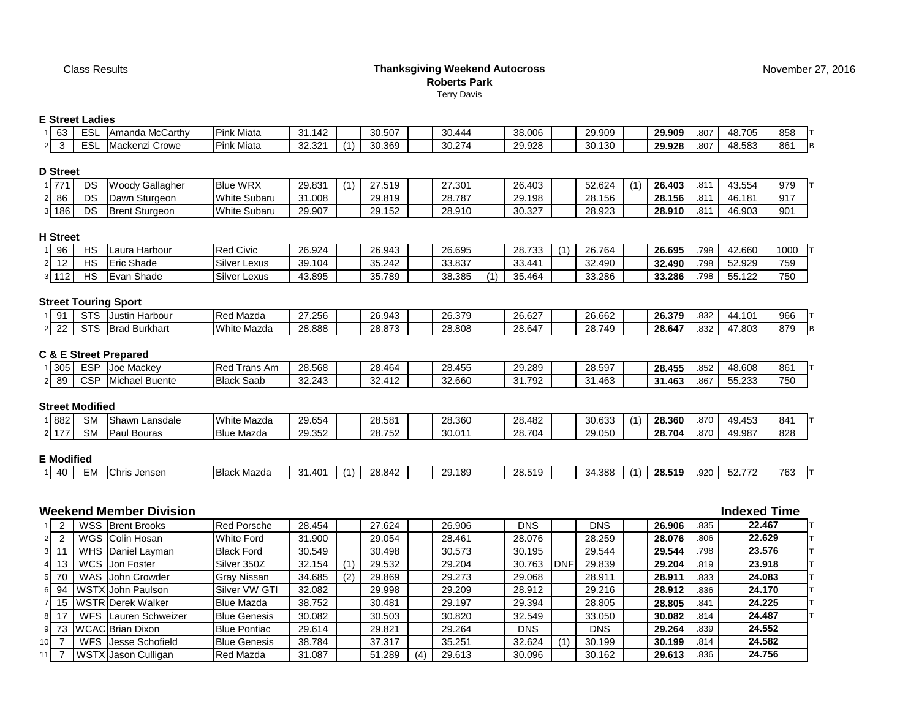Class Results

**Thanksgiving Weekend Autocross**
**Roberts Park**
Terry Davis

November 27, 2016

### E Street Ladies

| | # | Class | Driver | Car | Run 1 | | Run 2 | | Run 3 | | Run 4 | | Run 5 | | Best | Index | | Points | |
|---|---|---|---|---|---|---|---|---|---|---|---|---|---|---|---|---|---|---|---|
| 1 | 63 | ESL | Amanda McCarthy | Pink Miata | 31.142 | | 30.507 | | 30.444 | | 38.006 | | 29.909 | | **29.909** | .807 | 48.705 | 858 | T |
| 2 | 3 | ESL | Mackenzi Crowe | Pink Miata | 32.321 | (1) | 30.369 | | 30.274 | | 29.928 | | 30.130 | | **29.928** | .807 | 48.583 | 861 | B |

### D Street

| | # | Class | Driver | Car | Run 1 | | Run 2 | | Run 3 | | Run 4 | | Run 5 | | Best | Index | | Points | |
|---|---|---|---|---|---|---|---|---|---|---|---|---|---|---|---|---|---|---|---|
| 1 | 771 | DS | Woody Gallagher | Blue WRX | 29.831 | (1) | 27.519 | | 27.301 | | 26.403 | | 52.624 | (1) | **26.403** | .811 | 43.554 | 979 | T |
| 2 | 86 | DS | Dawn Sturgeon | White Subaru | 31.008 | | 29.819 | | 28.787 | | 29.198 | | 28.156 | | **28.156** | .811 | 46.181 | 917 | |
| 3 | 186 | DS | Brent Sturgeon | White Subaru | 29.907 | | 29.152 | | 28.910 | | 30.327 | | 28.923 | | **28.910** | .811 | 46.903 | 901 | |

### H Street

| | # | Class | Driver | Car | Run 1 | | Run 2 | | Run 3 | | Run 4 | | Run 5 | | Best | Index | | Points | |
|---|---|---|---|---|---|---|---|---|---|---|---|---|---|---|---|---|---|---|---|
| 1 | 96 | HS | Laura Harbour | Red Civic | 26.924 | | 26.943 | | 26.695 | | 28.733 | (1) | 26.764 | | **26.695** | .798 | 42.660 | 1000 | T |
| 2 | 12 | HS | Eric Shade | Silver Lexus | 39.104 | | 35.242 | | 33.837 | | 33.441 | | 32.490 | | **32.490** | .798 | 52.929 | 759 | |
| 3 | 112 | HS | Evan Shade | Silver Lexus | 43.895 | | 35.789 | | 38.385 | (1) | 35.464 | | 33.286 | | **33.286** | .798 | 55.122 | 750 | |

### Street Touring Sport

| | # | Class | Driver | Car | Run 1 | | Run 2 | | Run 3 | | Run 4 | | Run 5 | | Best | Index | | Points | |
|---|---|---|---|---|---|---|---|---|---|---|---|---|---|---|---|---|---|---|---|
| 1 | 91 | STS | Justin Harbour | Red Mazda | 27.256 | | 26.943 | | 26.379 | | 26.627 | | 26.662 | | **26.379** | .832 | 44.101 | 966 | T |
| 2 | 22 | STS | Brad Burkhart | White Mazda | 28.888 | | 28.873 | | 28.808 | | 28.647 | | 28.749 | | **28.647** | .832 | 47.803 | 879 | B |

### C & E Street Prepared

| | # | Class | Driver | Car | Run 1 | | Run 2 | | Run 3 | | Run 4 | | Run 5 | | Best | Index | | Points | |
|---|---|---|---|---|---|---|---|---|---|---|---|---|---|---|---|---|---|---|---|
| 1 | 305 | ESP | Joe Mackey | Red Trans Am | 28.568 | | 28.464 | | 28.455 | | 29.289 | | 28.597 | | **28.455** | .852 | 48.608 | 861 | T |
| 2 | 89 | CSP | Michael Buente | Black Saab | 32.243 | | 32.412 | | 32.660 | | 31.792 | | 31.463 | | **31.463** | .867 | 55.233 | 750 | |

### Street Modified

| | # | Class | Driver | Car | Run 1 | | Run 2 | | Run 3 | | Run 4 | | Run 5 | | Best | Index | | Points | |
|---|---|---|---|---|---|---|---|---|---|---|---|---|---|---|---|---|---|---|---|
| 1 | 882 | SM | Shawn Lansdale | White Mazda | 29.654 | | 28.581 | | 28.360 | | 28.482 | | 30.633 | (1) | **28.360** | .870 | 49.453 | 841 | T |
| 2 | 177 | SM | Paul Bouras | Blue Mazda | 29.352 | | 28.752 | | 30.011 | | 28.704 | | 29.050 | | **28.704** | .870 | 49.987 | 828 | |

### E Modified

| | # | Class | Driver | Car | Run 1 | | Run 2 | | Run 3 | | Run 4 | | Run 5 | | Best | Index | | Points | |
|---|---|---|---|---|---|---|---|---|---|---|---|---|---|---|---|---|---|---|---|
| 1 | 40 | EM | Chris Jensen | Black Mazda | 31.401 | (1) | 28.842 | | 29.189 | | 28.519 | | 34.388 | (1) | **28.519** | .920 | 52.772 | 763 | T |

### Weekend Member Division

| | # | Class | Driver | Car | Run 1 | | Run 2 | | Run 3 | | Run 4 | | Run 5 | | Best | Index | Indexed Time | |
|---|---|---|---|---|---|---|---|---|---|---|---|---|---|---|---|---|---|---|
| 1 | 2 | WSS | Brent Brooks | Red Porsche | 28.454 | | 27.624 | | 26.906 | | DNS | | DNS | | **26.906** | .835 | **22.467** | T |
| 2 | 2 | WGS | Colin Hosan | White Ford | 31.900 | | 29.054 | | 28.461 | | 28.076 | | 28.259 | | **28.076** | .806 | **22.629** | T |
| 3 | 11 | WHS | Daniel Layman | Black Ford | 30.549 | | 30.498 | | 30.573 | | 30.195 | | 29.544 | | **29.544** | .798 | **23.576** | T |
| 4 | 13 | WCS | Jon Foster | Silver 350Z | 32.154 | (1) | 29.532 | | 29.204 | | 30.763 | DNF | 29.839 | | **29.204** | .819 | **23.918** | T |
| 5 | 70 | WAS | John Crowder | Gray Nissan | 34.685 | (2) | 29.869 | | 29.273 | | 29.068 | | 28.911 | | **28.911** | .833 | **24.083** | T |
| 6 | 94 | WSTX | John Paulson | Silver VW GTI | 32.082 | | 29.998 | | 29.209 | | 28.912 | | 29.216 | | **28.912** | .836 | **24.170** | T |
| 7 | 15 | WSTR | Derek Walker | Blue Mazda | 38.752 | | 30.481 | | 29.197 | | 29.394 | | 28.805 | | **28.805** | .841 | **24.225** | T |
| 8 | 17 | WFS | Lauren Schweizer | Blue Genesis | 30.082 | | 30.503 | | 30.820 | | 32.549 | | 33.050 | | **30.082** | .814 | **24.487** | T |
| 9 | 73 | WCAC | Brian Dixon | Blue Pontiac | 29.614 | | 29.821 | | 29.264 | | DNS | | DNS | | **29.264** | .839 | **24.552** | |
| 10 | 7 | WFS | Jesse Schofield | Blue Genesis | 38.784 | | 37.317 | | 35.251 | | 32.624 | (1) | 30.199 | | **30.199** | .814 | **24.582** | |
| 11 | 7 | WSTX | Jason Culligan | Red Mazda | 31.087 | | 51.289 | (4) | 29.613 | | 30.096 | | 30.162 | | **29.613** | .836 | **24.756** | |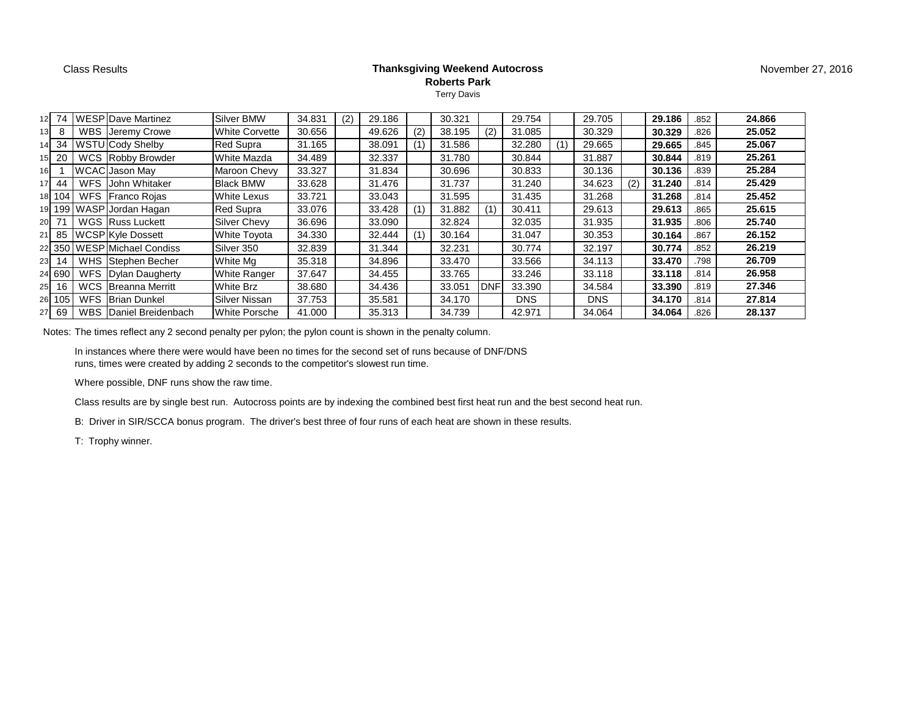Class Results

**Thanksgiving Weekend Autocross**
**Roberts Park**
Terry Davis

November 27, 2016

| | | | | | | | | | | | | | | | | | | |
|---|---|---|---|---|---|---|---|---|---|---|---|---|---|---|---|---|---|---|
| 12 | 74 | WESP | Dave Martinez | Silver BMW | 34.831 | (2) | 29.186 | | 30.321 | | 29.754 | | 29.705 | | **29.186** | .852 | **24.866** |
| 13 | 8 | WBS | Jeremy Crowe | White Corvette | 30.656 | | 49.626 | (2) | 38.195 | (2) | 31.085 | | 30.329 | | **30.329** | .826 | **25.052** |
| 14 | 34 | WSTU | Cody Shelby | Red Supra | 31.165 | | 38.091 | (1) | 31.586 | | 32.280 | (1) | 29.665 | | **29.665** | .845 | **25.067** |
| 15 | 20 | WCS | Robby Browder | White Mazda | 34.489 | | 32.337 | | 31.780 | | 30.844 | | 31.887 | | **30.844** | .819 | **25.261** |
| 16 | 1 | WCAC | Jason May | Maroon Chevy | 33.327 | | 31.834 | | 30.696 | | 30.833 | | 30.136 | | **30.136** | .839 | **25.284** |
| 17 | 44 | WFS | John Whitaker | Black BMW | 33.628 | | 31.476 | | 31.737 | | 31.240 | | 34.623 | (2) | **31.240** | .814 | **25.429** |
| 18 | 104 | WFS | Franco Rojas | White Lexus | 33.721 | | 33.043 | | 31.595 | | 31.435 | | 31.268 | | **31.268** | .814 | **25.452** |
| 19 | 199 | WASP | Jordan Hagan | Red Supra | 33.076 | | 33.428 | (1) | 31.882 | (1) | 30.411 | | 29.613 | | **29.613** | .865 | **25.615** |
| 20 | 71 | WGS | Russ Luckett | Silver Chevy | 36.696 | | 33.090 | | 32.824 | | 32.035 | | 31.935 | | **31.935** | .806 | **25.740** |
| 21 | 85 | WCSP | Kyle Dossett | White Toyota | 34.330 | | 32.444 | (1) | 30.164 | | 31.047 | | 30.353 | | **30.164** | .867 | **26.152** |
| 22 | 350 | WESP | Michael Condiss | Silver 350 | 32.839 | | 31.344 | | 32.231 | | 30.774 | | 32.197 | | **30.774** | .852 | **26.219** |
| 23 | 14 | WHS | Stephen Becher | White Mg | 35.318 | | 34.896 | | 33.470 | | 33.566 | | 34.113 | | **33.470** | .798 | **26.709** |
| 24 | 690 | WFS | Dylan Daugherty | White Ranger | 37.647 | | 34.455 | | 33.765 | | 33.246 | | 33.118 | | **33.118** | .814 | **26.958** |
| 25 | 16 | WCS | Breanna Merritt | White Brz | 38.680 | | 34.436 | | 33.051 | DNF | 33.390 | | 34.584 | | **33.390** | .819 | **27.346** |
| 26 | 105 | WFS | Brian Dunkel | Silver Nissan | 37.753 | | 35.581 | | 34.170 | | DNS | | DNS | | **34.170** | .814 | **27.814** |
| 27 | 69 | WBS | Daniel Breidenbach | White Porsche | 41.000 | | 35.313 | | 34.739 | | 42.971 | | 34.064 | | **34.064** | .826 | **28.137** |

Notes: The times reflect any 2 second penalty per pylon; the pylon count is shown in the penalty column.

In instances where there were would have been no times for the second set of runs because of DNF/DNS runs, times were created by adding 2 seconds to the competitor's slowest run time.

Where possible, DNF runs show the raw time.

Class results are by single best run. Autocross points are by indexing the combined best first heat run and the best second heat run.

B: Driver in SIR/SCCA bonus program. The driver's best three of four runs of each heat are shown in these results.

T: Trophy winner.